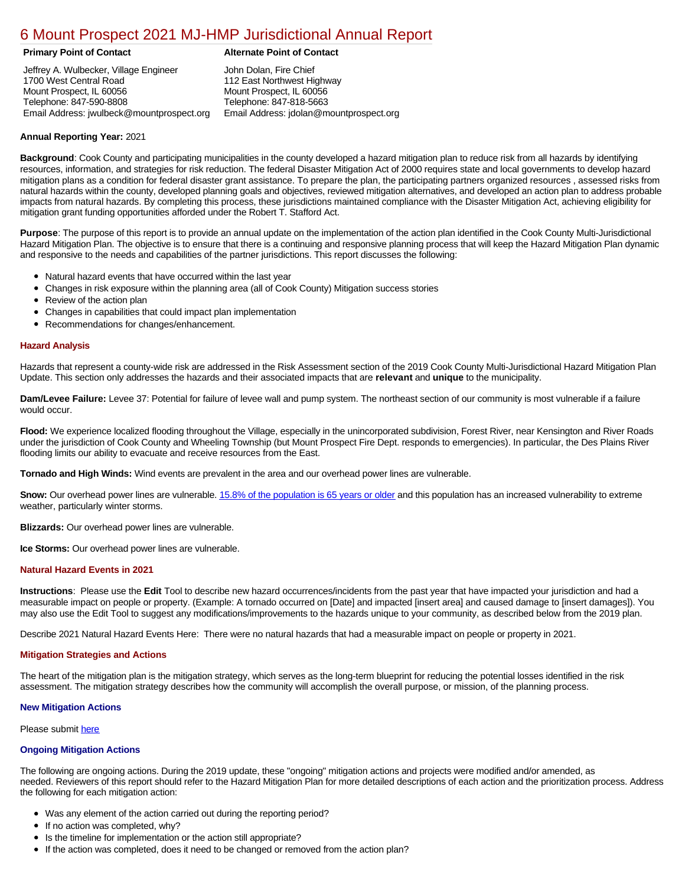# 6 Mount Prospect 2021 MJ-HMP Jurisdictional Annual Report

| Primary Point of Contact | Alternate Point of Contact |
| --- | --- |
| Jeffrey A. Wulbecker, Village Engineer<br>1700 West Central Road<br>Mount Prospect, IL 60056<br>Telephone: 847-590-8808<br>Email Address: jwulbeck@mountprospect.org | John Dolan, Fire Chief<br>112 East Northwest Highway<br>Mount Prospect, IL 60056<br>Telephone: 847-818-5663<br>Email Address: jdolan@mountprospect.org |

**Annual Reporting Year:** 2021

**Background**: Cook County and participating municipalities in the county developed a hazard mitigation plan to reduce risk from all hazards by identifying resources, information, and strategies for risk reduction. The federal Disaster Mitigation Act of 2000 requires state and local governments to develop hazard mitigation plans as a condition for federal disaster grant assistance. To prepare the plan, the participating partners organized resources , assessed risks from natural hazards within the county, developed planning goals and objectives, reviewed mitigation alternatives, and developed an action plan to address probable impacts from natural hazards. By completing this process, these jurisdictions maintained compliance with the Disaster Mitigation Act, achieving eligibility for mitigation grant funding opportunities afforded under the Robert T. Stafford Act.

**Purpose**: The purpose of this report is to provide an annual update on the implementation of the action plan identified in the Cook County Multi-Jurisdictional Hazard Mitigation Plan. The objective is to ensure that there is a continuing and responsive planning process that will keep the Hazard Mitigation Plan dynamic and responsive to the needs and capabilities of the partner jurisdictions. This report discusses the following:

- Natural hazard events that have occurred within the last year
- Changes in risk exposure within the planning area (all of Cook County) Mitigation success stories
- Review of the action plan
- Changes in capabilities that could impact plan implementation
- Recommendations for changes/enhancement.

### Hazard Analysis

Hazards that represent a county-wide risk are addressed in the Risk Assessment section of the 2019 Cook County Multi-Jurisdictional Hazard Mitigation Plan Update. This section only addresses the hazards and their associated impacts that are **relevant** and **unique** to the municipality.

**Dam/Levee Failure:** Levee 37: Potential for failure of levee wall and pump system. The northeast section of our community is most vulnerable if a failure would occur.

**Flood:** We experience localized flooding throughout the Village, especially in the unincorporated subdivision, Forest River, near Kensington and River Roads under the jurisdiction of Cook County and Wheeling Township (but Mount Prospect Fire Dept. responds to emergencies). In particular, the Des Plains River flooding limits our ability to evacuate and receive resources from the East.

**Tornado and High Winds:** Wind events are prevalent in the area and our overhead power lines are vulnerable.

**Snow:** Our overhead power lines are vulnerable. 15.8% of the population is 65 years or older and this population has an increased vulnerability to extreme weather, particularly winter storms.

**Blizzards:** Our overhead power lines are vulnerable.

**Ice Storms:** Our overhead power lines are vulnerable.

### Natural Hazard Events in 2021

**Instructions**: Please use the **Edit** Tool to describe new hazard occurrences/incidents from the past year that have impacted your jurisdiction and had a measurable impact on people or property. (Example: A tornado occurred on [Date] and impacted [insert area] and caused damage to [insert damages]). You may also use the Edit Tool to suggest any modifications/improvements to the hazards unique to your community, as described below from the 2019 plan.

Describe 2021 Natural Hazard Events Here: There were no natural hazards that had a measurable impact on people or property in 2021.

### Mitigation Strategies and Actions

The heart of the mitigation plan is the mitigation strategy, which serves as the long-term blueprint for reducing the potential losses identified in the risk assessment. The mitigation strategy describes how the community will accomplish the overall purpose, or mission, of the planning process.

#### New Mitigation Actions

Please submit here

#### Ongoing Mitigation Actions

The following are ongoing actions. During the 2019 update, these "ongoing" mitigation actions and projects were modified and/or amended, as needed. Reviewers of this report should refer to the Hazard Mitigation Plan for more detailed descriptions of each action and the prioritization process. Address the following for each mitigation action:

- Was any element of the action carried out during the reporting period?
- If no action was completed, why?
- Is the timeline for implementation or the action still appropriate?
- If the action was completed, does it need to be changed or removed from the action plan?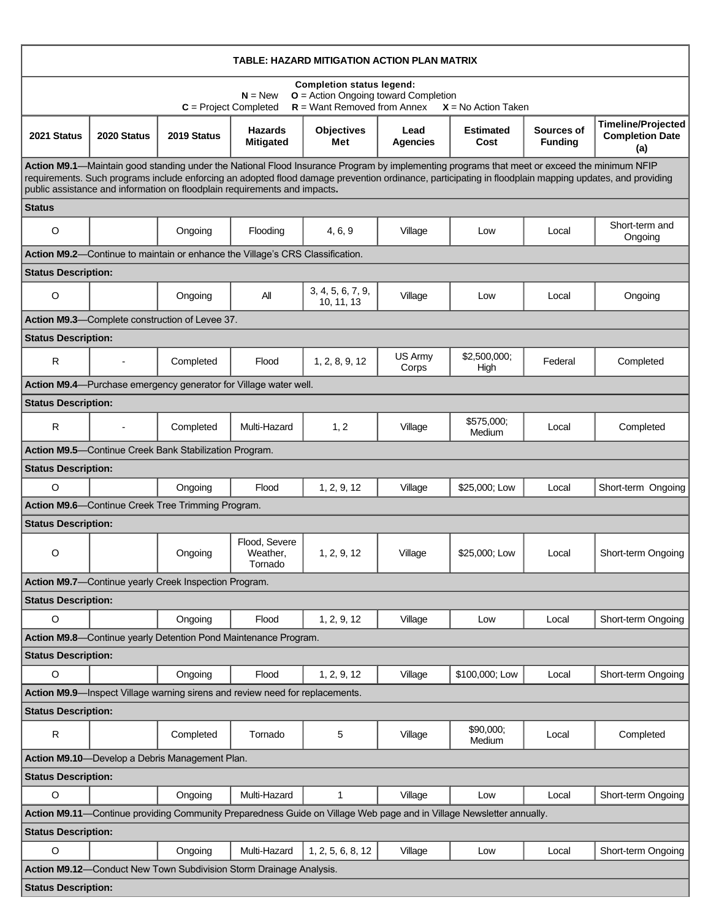| TABLE: HAZARD MITIGATION ACTION PLAN MATRIX | | | | | | | | |
|---|---|---|---|---|---|---|---|---|
| **Completion status legend:** **N** = New **O** = Action Ongoing toward Completion **C** = Project Completed **R** = Want Removed from Annex **X** = No Action Taken | | | | | | | | |
| **2021 Status** | **2020 Status** | **2019 Status** | **Hazards Mitigated** | **Objectives Met** | **Lead Agencies** | **Estimated Cost** | **Sources of Funding** | **Timeline/Projected Completion Date (a)** |
| **Action M9.1**—Maintain good standing under the National Flood Insurance Program by implementing programs that meet or exceed the minimum NFIP requirements. Such programs include enforcing an adopted flood damage prevention ordinance, participating in floodplain mapping updates, and providing public assistance and information on floodplain requirements and impacts**.** | | | | | | | | |
| **Status** | | | | | | | | |
| O | | Ongoing | Flooding | 4, 6, 9 | Village | Low | Local | Short-term and Ongoing |
| **Action M9.2**—Continue to maintain or enhance the Village's CRS Classification. | | | | | | | | |
| **Status Description:** | | | | | | | | |
| O | | Ongoing | All | 3, 4, 5, 6, 7, 9, 10, 11, 13 | Village | Low | Local | Ongoing |
| **Action M9.3**—Complete construction of Levee 37. | | | | | | | | |
| **Status Description:** | | | | | | | | |
| R | - | Completed | Flood | 1, 2, 8, 9, 12 | US Army Corps | \$2,500,000; High | Federal | Completed |
| **Action M9.4**—Purchase emergency generator for Village water well. | | | | | | | | |
| **Status Description:** | | | | | | | | |
| R | - | Completed | Multi-Hazard | 1, 2 | Village | \$575,000; Medium | Local | Completed |
| **Action M9.5**—Continue Creek Bank Stabilization Program. | | | | | | | | |
| **Status Description:** | | | | | | | | |
| O | | Ongoing | Flood | 1, 2, 9, 12 | Village | \$25,000; Low | Local | Short-term Ongoing |
| **Action M9.6**—Continue Creek Tree Trimming Program. | | | | | | | | |
| **Status Description:** | | | | | | | | |
| O | | Ongoing | Flood, Severe Weather, Tornado | 1, 2, 9, 12 | Village | \$25,000; Low | Local | Short-term Ongoing |
| **Action M9.7**—Continue yearly Creek Inspection Program. | | | | | | | | |
| **Status Description:** | | | | | | | | |
| O | | Ongoing | Flood | 1, 2, 9, 12 | Village | Low | Local | Short-term Ongoing |
| **Action M9.8**—Continue yearly Detention Pond Maintenance Program. | | | | | | | | |
| **Status Description:** | | | | | | | | |
| O | | Ongoing | Flood | 1, 2, 9, 12 | Village | \$100,000; Low | Local | Short-term Ongoing |
| **Action M9.9**—Inspect Village warning sirens and review need for replacements. | | | | | | | | |
| **Status Description:** | | | | | | | | |
| R | | Completed | Tornado | 5 | Village | \$90,000; Medium | Local | Completed |
| **Action M9.10**—Develop a Debris Management Plan. | | | | | | | | |
| **Status Description:** | | | | | | | | |
| O | | Ongoing | Multi-Hazard | 1 | Village | Low | Local | Short-term Ongoing |
| **Action M9.11**—Continue providing Community Preparedness Guide on Village Web page and in Village Newsletter annually. | | | | | | | | |
| **Status Description:** | | | | | | | | |
| O | | Ongoing | Multi-Hazard | 1, 2, 5, 6, 8, 12 | Village | Low | Local | Short-term Ongoing |
| **Action M9.12**—Conduct New Town Subdivision Storm Drainage Analysis. | | | | | | | | |
| **Status Description:** | | | | | | | | |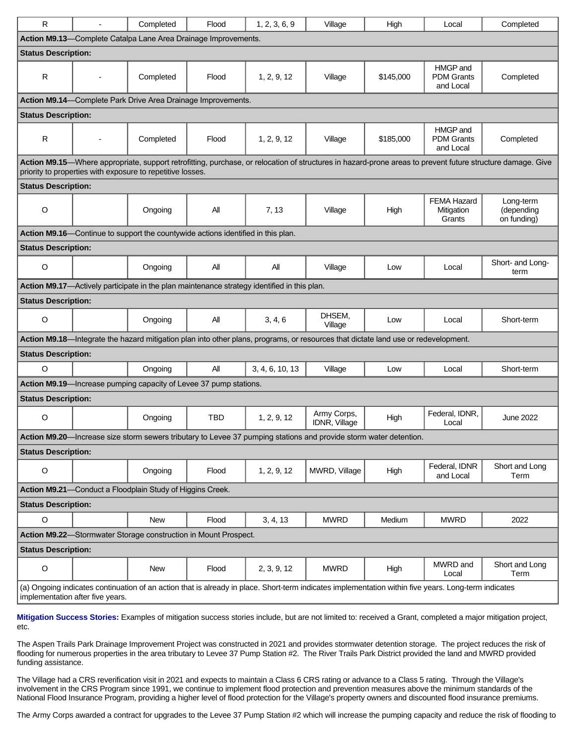| R | - | Completed | Flood | 1, 2, 3, 6, 9 | Village | High | Local | Completed |
|---|---|---|---|---|---|---|---|---|
| **Action M9.13**—Complete Catalpa Lane Area Drainage Improvements. | | | | | | | | |
| **Status Description:** | | | | | | | | |
| R | - | Completed | Flood | 1, 2, 9, 12 | Village | $145,000 | HMGP and PDM Grants and Local | Completed |
| **Action M9.14**—Complete Park Drive Area Drainage Improvements. | | | | | | | | |
| **Status Description:** | | | | | | | | |
| R | - | Completed | Flood | 1, 2, 9, 12 | Village | $185,000 | HMGP and PDM Grants and Local | Completed |
| **Action M9.15**—Where appropriate, support retrofitting, purchase, or relocation of structures in hazard-prone areas to prevent future structure damage. Give priority to properties with exposure to repetitive losses. | | | | | | | | |
| **Status Description:** | | | | | | | | |
| O | | Ongoing | All | 7, 13 | Village | High | FEMA Hazard Mitigation Grants | Long-term (depending on funding) |
| **Action M9.16**—Continue to support the countywide actions identified in this plan. | | | | | | | | |
| **Status Description:** | | | | | | | | |
| O | | Ongoing | All | All | Village | Low | Local | Short- and Long-term |
| **Action M9.17**—Actively participate in the plan maintenance strategy identified in this plan. | | | | | | | | |
| **Status Description:** | | | | | | | | |
| O | | Ongoing | All | 3, 4, 6 | DHSEM, Village | Low | Local | Short-term |
| **Action M9.18**—Integrate the hazard mitigation plan into other plans, programs, or resources that dictate land use or redevelopment. | | | | | | | | |
| **Status Description:** | | | | | | | | |
| O | | Ongoing | All | 3, 4, 6, 10, 13 | Village | Low | Local | Short-term |
| **Action M9.19**—Increase pumping capacity of Levee 37 pump stations. | | | | | | | | |
| **Status Description:** | | | | | | | | |
| O | | Ongoing | TBD | 1, 2, 9, 12 | Army Corps, IDNR, Village | High | Federal, IDNR, Local | June 2022 |
| **Action M9.20**—Increase size storm sewers tributary to Levee 37 pumping stations and provide storm water detention. | | | | | | | | |
| **Status Description:** | | | | | | | | |
| O | | Ongoing | Flood | 1, 2, 9, 12 | MWRD, Village | High | Federal, IDNR and Local | Short and Long Term |
| **Action M9.21**—Conduct a Floodplain Study of Higgins Creek. | | | | | | | | |
| **Status Description:** | | | | | | | | |
| O | | New | Flood | 3, 4, 13 | MWRD | Medium | MWRD | 2022 |
| **Action M9.22**—Stormwater Storage construction in Mount Prospect. | | | | | | | | |
| **Status Description:** | | | | | | | | |
| O | | New | Flood | 2, 3, 9, 12 | MWRD | High | MWRD and Local | Short and Long Term |
| (a) Ongoing indicates continuation of an action that is already in place. Short-term indicates implementation within five years. Long-term indicates implementation after five years. | | | | | | | | |

**Mitigation Success Stories:** Examples of mitigation success stories include, but are not limited to: received a Grant, completed a major mitigation project, etc.

The Aspen Trails Park Drainage Improvement Project was constructed in 2021 and provides stormwater detention storage. The project reduces the risk of flooding for numerous properties in the area tributary to Levee 37 Pump Station #2. The River Trails Park District provided the land and MWRD provided funding assistance.

The Village had a CRS reverification visit in 2021 and expects to maintain a Class 6 CRS rating or advance to a Class 5 rating. Through the Village's involvement in the CRS Program since 1991, we continue to implement flood protection and prevention measures above the minimum standards of the National Flood Insurance Program, providing a higher level of flood protection for the Village's property owners and discounted flood insurance premiums.

The Army Corps awarded a contract for upgrades to the Levee 37 Pump Station #2 which will increase the pumping capacity and reduce the risk of flooding to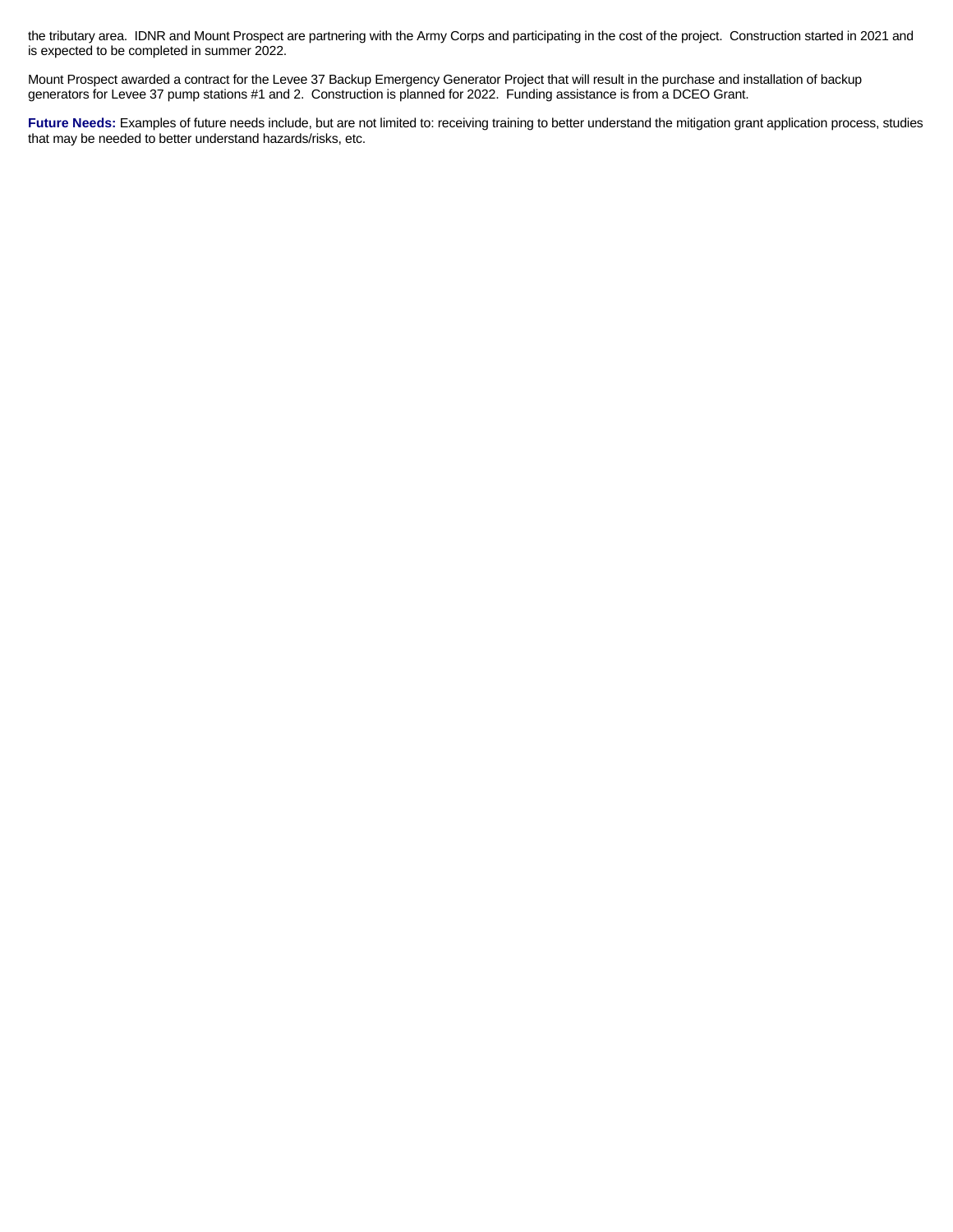the tributary area. IDNR and Mount Prospect are partnering with the Army Corps and participating in the cost of the project. Construction started in 2021 and is expected to be completed in summer 2022.

Mount Prospect awarded a contract for the Levee 37 Backup Emergency Generator Project that will result in the purchase and installation of backup generators for Levee 37 pump stations #1 and 2. Construction is planned for 2022. Funding assistance is from a DCEO Grant.

**Future Needs:** Examples of future needs include, but are not limited to: receiving training to better understand the mitigation grant application process, studies that may be needed to better understand hazards/risks, etc.